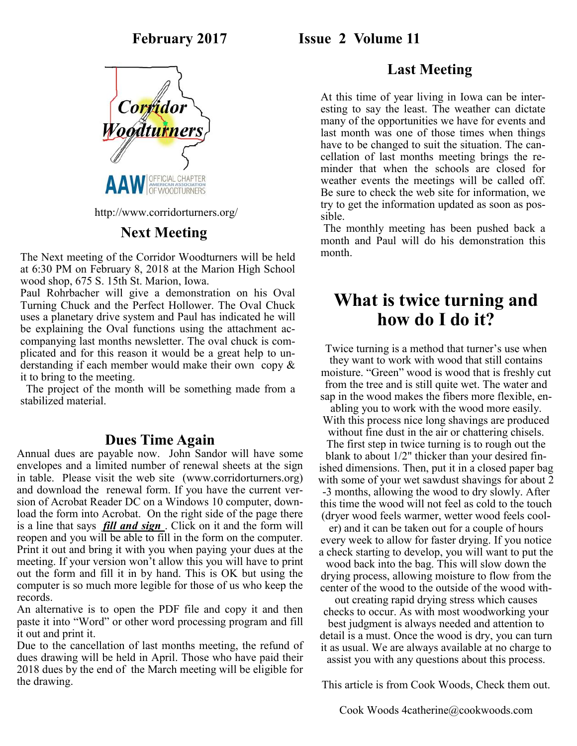**February 2017** **Issue 2 Volume 11**

Corridor Woodturners

AAW OFFICIAL CHAPTER AMERICAN ASSOCIATION OF WOODTURNERS

http://www.corridorturners.org/

## Next Meeting

The Next meeting of the Corridor Woodturners will be held at 6:30 PM on February 8, 2018 at the Marion High School wood shop, 675 S. 15th St. Marion, Iowa.

Paul Rohrbacher will give a demonstration on his Oval Turning Chuck and the Perfect Hollower. The Oval Chuck uses a planetary drive system and Paul has indicated he will be explaining the Oval functions using the attachment accompanying last months newsletter. The oval chuck is complicated and for this reason it would be a great help to understanding if each member would make their own copy & it to bring to the meeting.

The project of the month will be something made from a stabilized material.

## Dues Time Again

Annual dues are payable now. John Sandor will have some envelopes and a limited number of renewal sheets at the sign in table. Please visit the web site (www.corridorturners.org) and download the renewal form. If you have the current version of Acrobat Reader DC on a Windows 10 computer, download the form into Acrobat. On the right side of the page there is a line that says ***fill and sign***. Click on it and the form will reopen and you will be able to fill in the form on the computer. Print it out and bring it with you when paying your dues at the meeting. If your version won't allow this you will have to print out the form and fill it in by hand. This is OK but using the computer is so much more legible for those of us who keep the records.

An alternative is to open the PDF file and copy it and then paste it into "Word" or other word processing program and fill it out and print it.

Due to the cancellation of last months meeting, the refund of dues drawing will be held in April. Those who have paid their 2018 dues by the end of the March meeting will be eligible for the drawing.

## Last Meeting

At this time of year living in Iowa can be interesting to say the least. The weather can dictate many of the opportunities we have for events and last month was one of those times when things have to be changed to suit the situation. The cancellation of last months meeting brings the reminder that when the schools are closed for weather events the meetings will be called off. Be sure to check the web site for information, we try to get the information updated as soon as possible.

The monthly meeting has been pushed back a month and Paul will do his demonstration this month.

## What is twice turning and how do I do it?

Twice turning is a method that turner's use when they want to work with wood that still contains moisture. "Green" wood is wood that is freshly cut from the tree and is still quite wet. The water and sap in the wood makes the fibers more flexible, enabling you to work with the wood more easily. With this process nice long shavings are produced without fine dust in the air or chattering chisels. The first step in twice turning is to rough out the blank to about 1/2" thicker than your desired finished dimensions. Then, put it in a closed paper bag with some of your wet sawdust shavings for about 2-3 months, allowing the wood to dry slowly. After this time the wood will not feel as cold to the touch (dryer wood feels warmer, wetter wood feels cooler) and it can be taken out for a couple of hours every week to allow for faster drying. If you notice a check starting to develop, you will want to put the wood back into the bag. This will slow down the drying process, allowing moisture to flow from the center of the wood to the outside of the wood without creating rapid drying stress which causes checks to occur. As with most woodworking your best judgment is always needed and attention to detail is a must. Once the wood is dry, you can turn it as usual. We are always available at no charge to assist you with any questions about this process.

This article is from Cook Woods, Check them out.

Cook Woods 4catherine@cookwoods.com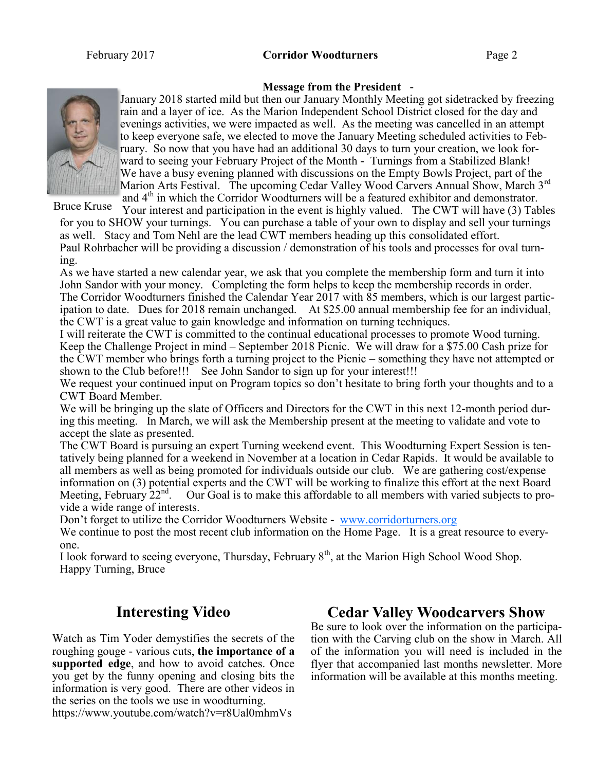## Message from the President -

January 2018 started mild but then our January Monthly Meeting got sidetracked by freezing rain and a layer of ice. As the Marion Independent School District closed for the day and evenings activities, we were impacted as well. As the meeting was cancelled in an attempt to keep everyone safe, we elected to move the January Meeting scheduled activities to February. So now that you have had an additional 30 days to turn your creation, we look forward to seeing your February Project of the Month - Turnings from a Stabilized Blank! We have a busy evening planned with discussions on the Empty Bowls Project, part of the Marion Arts Festival. The upcoming Cedar Valley Wood Carvers Annual Show, March 3rd and 4th in which the Corridor Woodturners will be a featured exhibitor and demonstrator.

Bruce Kruse

Your interest and participation in the event is highly valued. The CWT will have (3) Tables for you to SHOW your turnings. You can purchase a table of your own to display and sell your turnings as well. Stacy and Tom Nehl are the lead CWT members heading up this consolidated effort.
Paul Rohrbacher will be providing a discussion / demonstration of his tools and processes for oval turning.
As we have started a new calendar year, we ask that you complete the membership form and turn it into John Sandor with your money. Completing the form helps to keep the membership records in order.
The Corridor Woodturners finished the Calendar Year 2017 with 85 members, which is our largest participation to date. Dues for 2018 remain unchanged. At $25.00 annual membership fee for an individual, the CWT is a great value to gain knowledge and information on turning techniques.
I will reiterate the CWT is committed to the continual educational processes to promote Wood turning.
Keep the Challenge Project in mind – September 2018 Picnic. We will draw for a $75.00 Cash prize for the CWT member who brings forth a turning project to the Picnic – something they have not attempted or shown to the Club before!!! See John Sandor to sign up for your interest!!!
We request your continued input on Program topics so don't hesitate to bring forth your thoughts and to a CWT Board Member.
We will be bringing up the slate of Officers and Directors for the CWT in this next 12-month period during this meeting. In March, we will ask the Membership present at the meeting to validate and vote to accept the slate as presented.
The CWT Board is pursuing an expert Turning weekend event. This Woodturning Expert Session is tentatively being planned for a weekend in November at a location in Cedar Rapids. It would be available to all members as well as being promoted for individuals outside our club. We are gathering cost/expense information on (3) potential experts and the CWT will be working to finalize this effort at the next Board Meeting, February 22nd. Our Goal is to make this affordable to all members with varied subjects to provide a wide range of interests.
Don't forget to utilize the Corridor Woodturners Website - www.corridorturners.org
We continue to post the most recent club information on the Home Page. It is a great resource to everyone.
I look forward to seeing everyone, Thursday, February 8th, at the Marion High School Wood Shop.
Happy Turning, Bruce

## Interesting Video

Watch as Tim Yoder demystifies the secrets of the roughing gouge - various cuts, **the importance of a supported edge**, and how to avoid catches. Once you get by the funny opening and closing bits the information is very good. There are other videos in the series on the tools we use in woodturning.
https://www.youtube.com/watch?v=r8Ual0mhmVs

## Cedar Valley Woodcarvers Show

Be sure to look over the information on the participation with the Carving club on the show in March. All of the information you will need is included in the flyer that accompanied last months newsletter. More information will be available at this months meeting.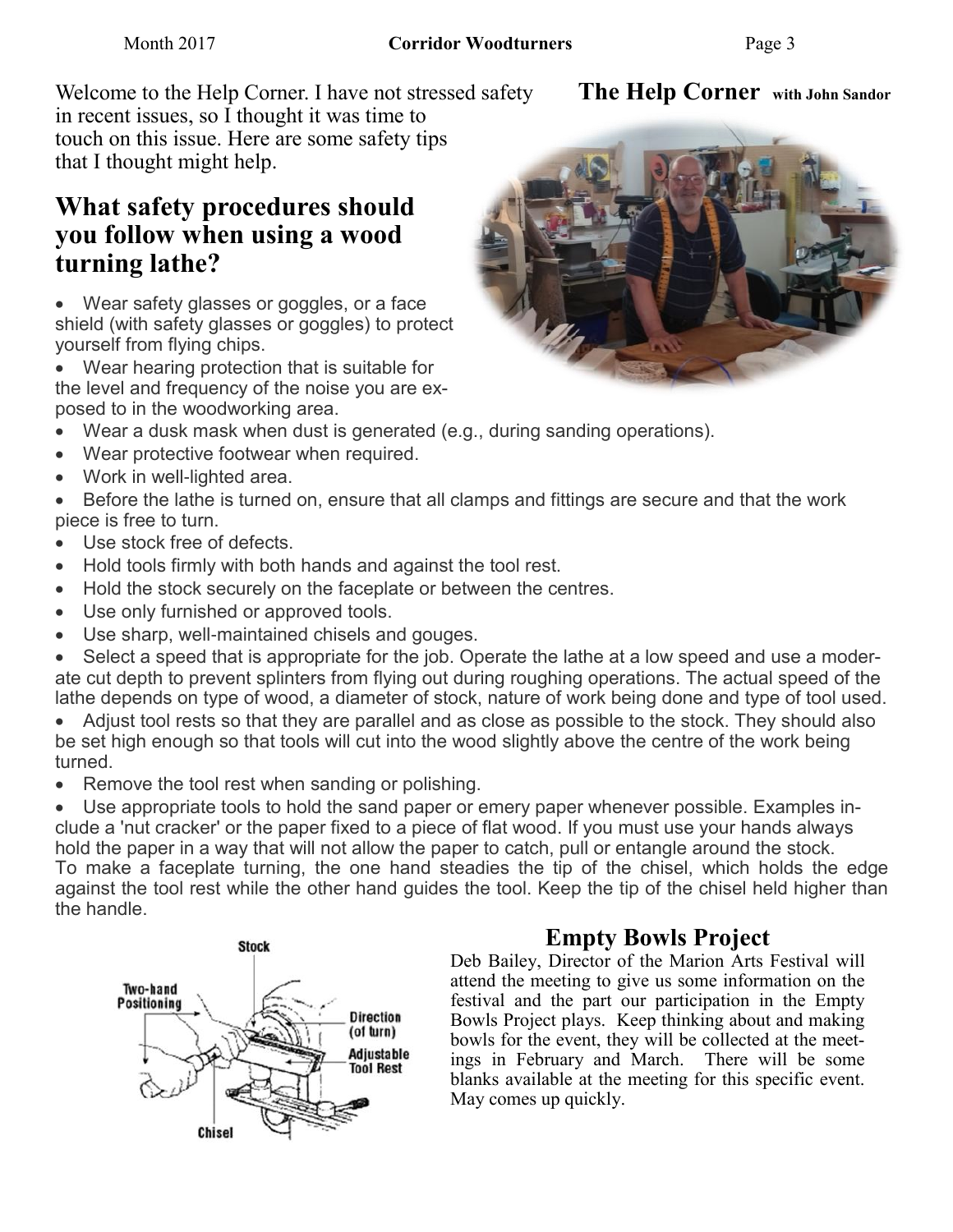## The Help Corner with John Sandor

Welcome to the Help Corner. I have not stressed safety in recent issues, so I thought it was time to touch on this issue. Here are some safety tips that I thought might help.

## What safety procedures should you follow when using a wood turning lathe?

- Wear safety glasses or goggles, or a face shield (with safety glasses or goggles) to protect yourself from flying chips.
- Wear hearing protection that is suitable for the level and frequency of the noise you are exposed to in the woodworking area.
- Wear a dusk mask when dust is generated (e.g., during sanding operations).
- Wear protective footwear when required.
- Work in well-lighted area.
- Before the lathe is turned on, ensure that all clamps and fittings are secure and that the work piece is free to turn.
- Use stock free of defects.
- Hold tools firmly with both hands and against the tool rest.
- Hold the stock securely on the faceplate or between the centres.
- Use only furnished or approved tools.
- Use sharp, well-maintained chisels and gouges.
- Select a speed that is appropriate for the job. Operate the lathe at a low speed and use a moderate cut depth to prevent splinters from flying out during roughing operations. The actual speed of the lathe depends on type of wood, a diameter of stock, nature of work being done and type of tool used.
- Adjust tool rests so that they are parallel and as close as possible to the stock. They should also be set high enough so that tools will cut into the wood slightly above the centre of the work being turned.
- Remove the tool rest when sanding or polishing.
- Use appropriate tools to hold the sand paper or emery paper whenever possible. Examples include a 'nut cracker' or the paper fixed to a piece of flat wood. If you must use your hands always hold the paper in a way that will not allow the paper to catch, pull or entangle around the stock.

To make a faceplate turning, the one hand steadies the tip of the chisel, which holds the edge against the tool rest while the other hand guides the tool. Keep the tip of the chisel held higher than the handle.

Stock
Two-hand Positioning
Direction (of turn)
Adjustable Tool Rest
Chisel

## Empty Bowls Project

Deb Bailey, Director of the Marion Arts Festival will attend the meeting to give us some information on the festival and the part our participation in the Empty Bowls Project plays. Keep thinking about and making bowls for the event, they will be collected at the meetings in February and March. There will be some blanks available at the meeting for this specific event. May comes up quickly.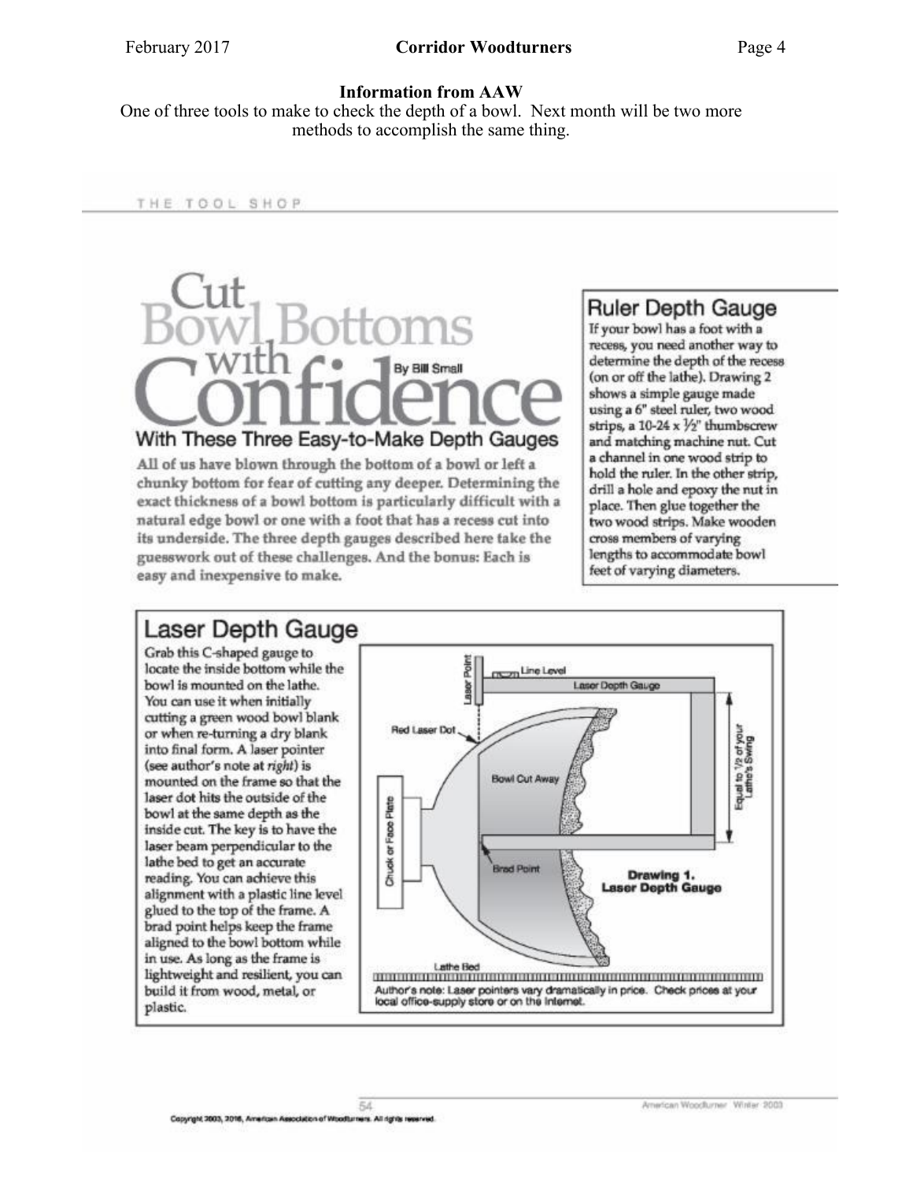**Information from AAW**

One of three tools to make to check the depth of a bowl. Next month will be two more methods to accomplish the same thing.

THE TOOL SHOP

# Cut Bowl Bottoms with Confidence

By Bill Small

## With These Three Easy-to-Make Depth Gauges

**All of us have blown through the bottom of a bowl or left a chunky bottom for fear of cutting any deeper. Determining the exact thickness of a bowl bottom is particularly difficult with a natural edge bowl or one with a foot that has a recess cut into its underside. The three depth gauges described here take the guesswork out of these challenges. And the bonus: Each is easy and inexpensive to make.**

## Ruler Depth Gauge

If your bowl has a foot with a recess, you need another way to determine the depth of the recess (on or off the lathe). Drawing 2 shows a simple gauge made using a 6" steel ruler, two wood strips, a 10-24 x ½" thumbscrew and matching machine nut. Cut a channel in one wood strip to hold the ruler. In the other strip, drill a hole and epoxy the nut in place. Then glue together the two wood strips. Make wooden cross members of varying lengths to accommodate bowl feet of varying diameters.

## Laser Depth Gauge

Grab this C-shaped gauge to locate the inside bottom while the bowl is mounted on the lathe. You can use it when initially cutting a green wood bowl blank or when re-turning a dry blank into final form. A laser pointer (see author's note at *right*) is mounted on the frame so that the laser dot hits the outside of the bowl at the same depth as the inside cut. The key is to have the laser beam perpendicular to the lathe bed to get an accurate reading. You can achieve this alignment with a plastic line level glued to the top of the frame. A brad point helps keep the frame aligned to the bowl bottom while in use. As long as the frame is lightweight and resilient, you can build it from wood, metal, or plastic.

Laser Point
Line Level
Laser Depth Gauge
Red Laser Dot
Bowl Cut Away
Equal to 1/2 of your Lathe's Swing
Chuck or Face Plate
Brad Point
Lathe Bed

**Drawing 1. Laser Depth Gauge**

Author's note: Laser pointers vary dramatically in price. Check prices at your local office-supply store or on the Internet.

54 American Woodturner Winter 2003

Copyright 2003, 2016, American Association of Woodturners. All rights reserved.